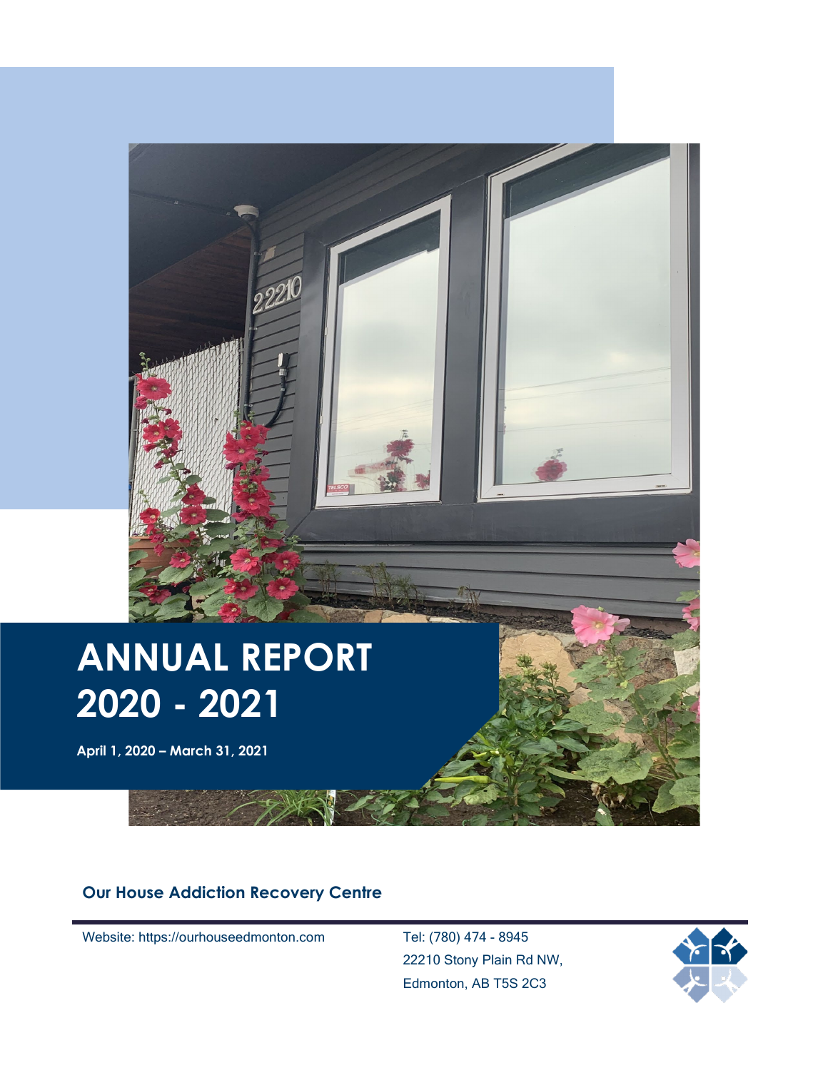# ANNUAL REPORT 2020 - 2021

**April 1, 2020 – March 31, 2021**

**Our House Addiction Recovery Centre**

Website: https://ourhouseedmonton.com

Tel: (780) 474 - 8945
22210 Stony Plain Rd NW,
Edmonton, AB T5S 2C3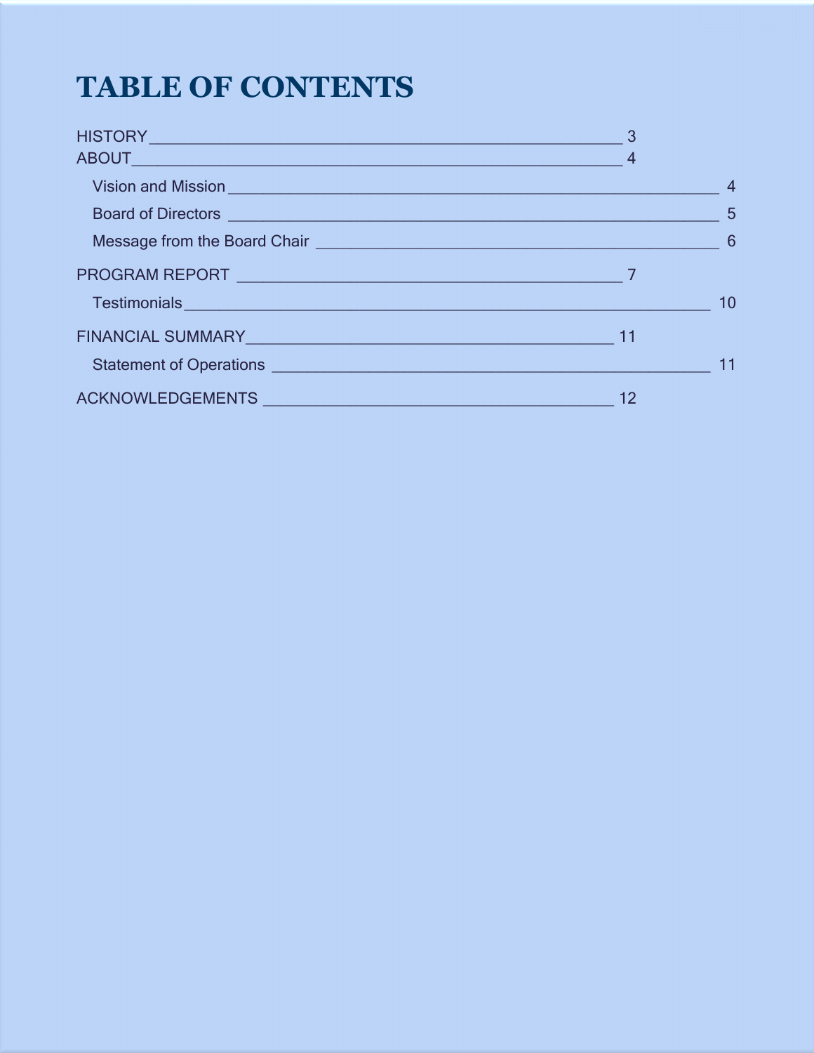# TABLE OF CONTENTS

- HISTORY ____ 3
- ABOUT ____ 4
  - Vision and Mission ____ 4
  - Board of Directors ____ 5
  - Message from the Board Chair ____ 6
- PROGRAM REPORT ____ 7
  - Testimonials ____ 10
- FINANCIAL SUMMARY ____ 11
  - Statement of Operations ____ 11
- ACKNOWLEDGEMENTS ____ 12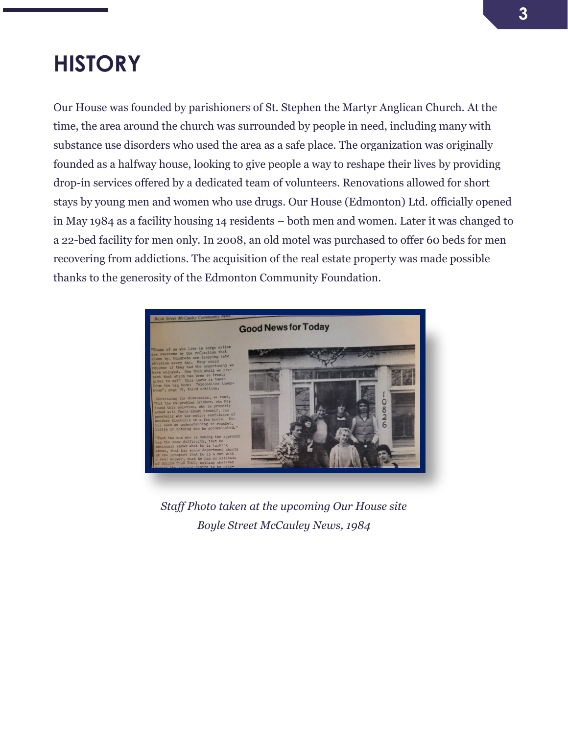# HISTORY

Our House was founded by parishioners of St. Stephen the Martyr Anglican Church. At the time, the area around the church was surrounded by people in need, including many with substance use disorders who used the area as a safe place. The organization was originally founded as a halfway house, looking to give people a way to reshape their lives by providing drop-in services offered by a dedicated team of volunteers. Renovations allowed for short stays by young men and women who use drugs. Our House (Edmonton) Ltd. officially opened in May 1984 as a facility housing 14 residents – both men and women. Later it was changed to a 22-bed facility for men only. In 2008, an old motel was purchased to offer 60 beds for men recovering from addictions. The acquisition of the real estate property was made possible thanks to the generosity of the Edmonton Community Foundation.

*Staff Photo taken at the upcoming Our House site*

*Boyle Street McCauley News, 1984*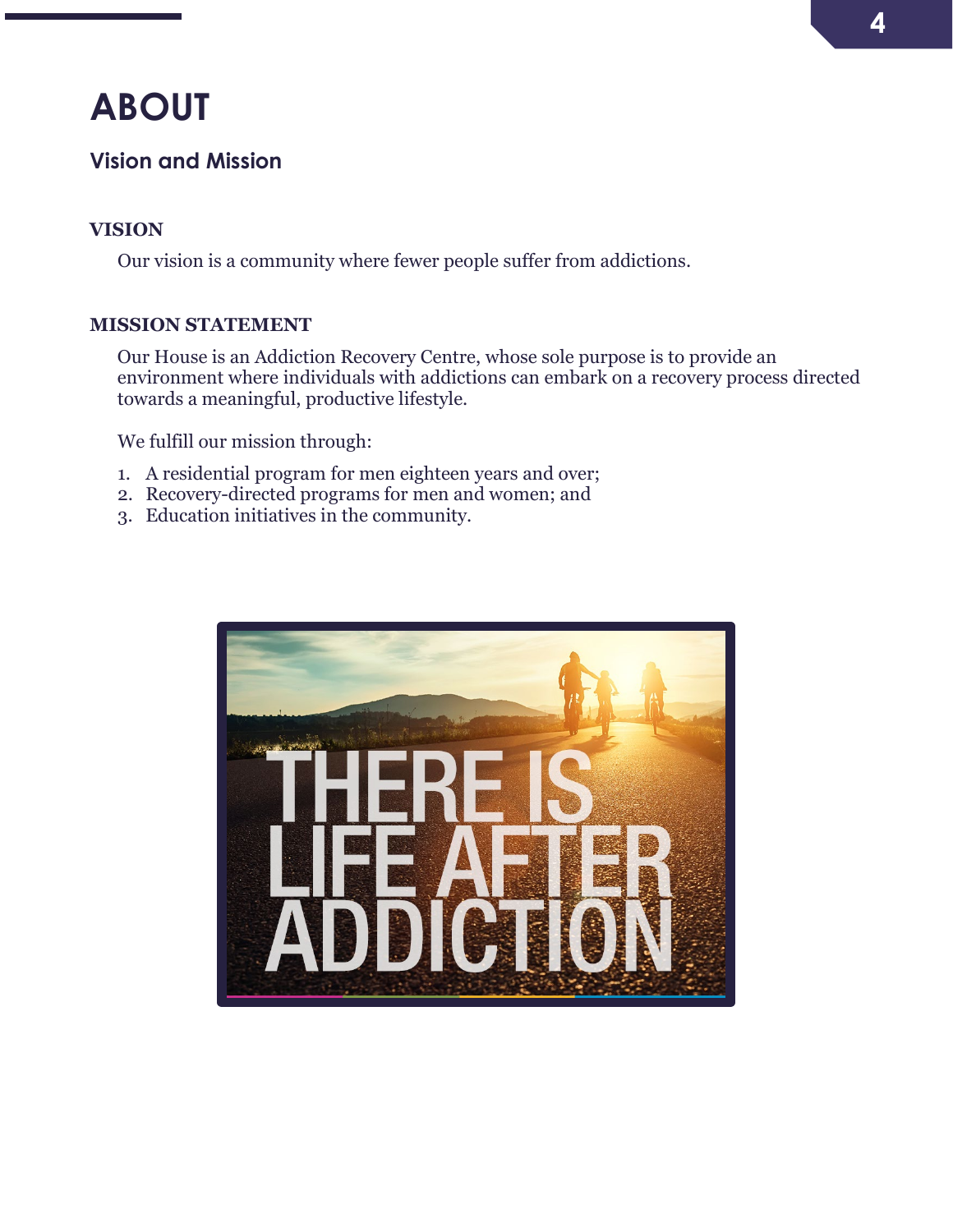# ABOUT

## Vision and Mission

### VISION

Our vision is a community where fewer people suffer from addictions.

### MISSION STATEMENT

Our House is an Addiction Recovery Centre, whose sole purpose is to provide an environment where individuals with addictions can embark on a recovery process directed towards a meaningful, productive lifestyle.

We fulfill our mission through:

1. A residential program for men eighteen years and over;
2. Recovery-directed programs for men and women; and
3. Education initiatives in the community.

THERE IS LIFE AFTER ADDICTION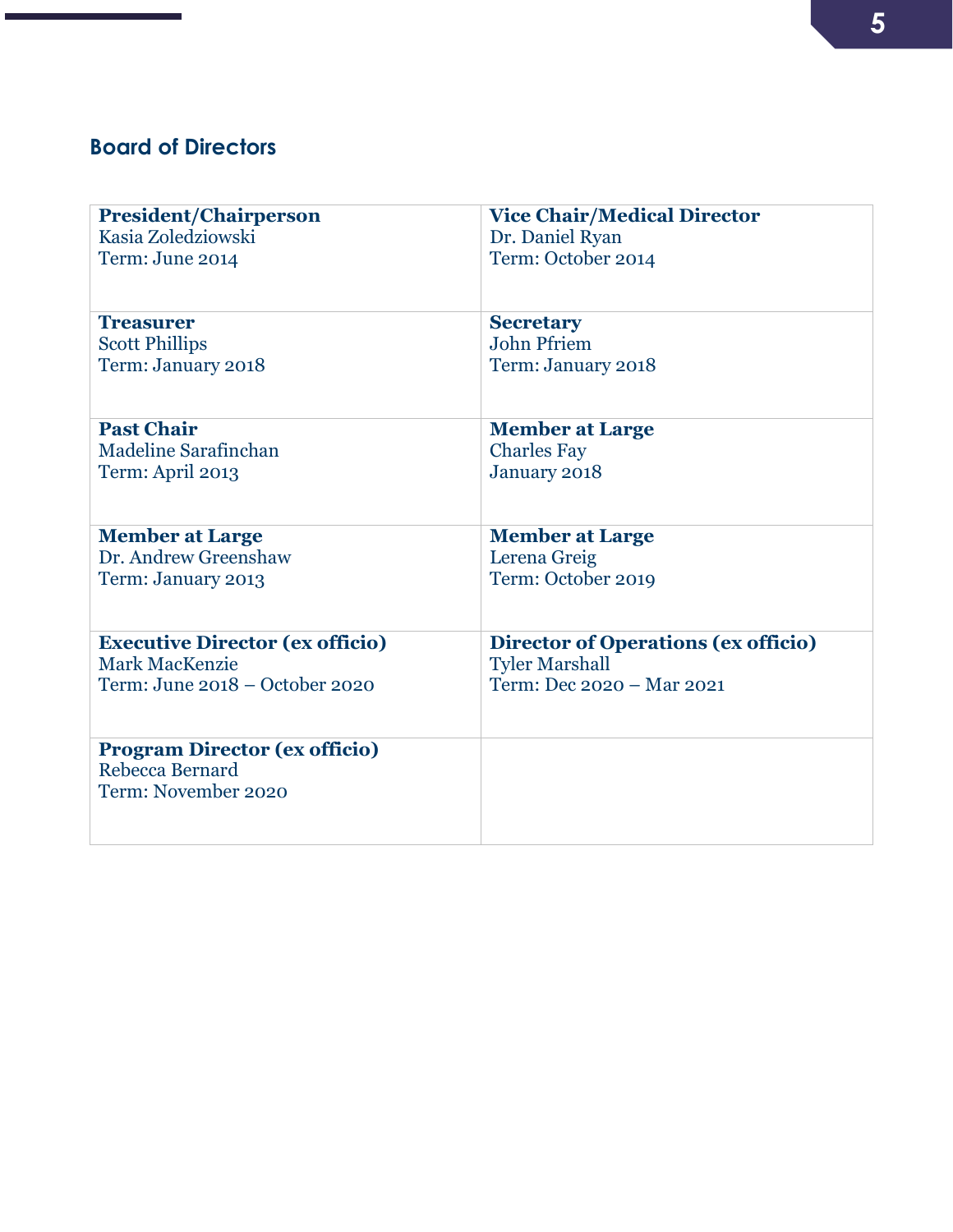## Board of Directors

| | |
|---|---|
| **President/Chairperson**<br>Kasia Zoledziowski<br>Term: June 2014 | **Vice Chair/Medical Director**<br>Dr. Daniel Ryan<br>Term: October 2014 |
| **Treasurer**<br>Scott Phillips<br>Term: January 2018 | **Secretary**<br>John Pfriem<br>Term: January 2018 |
| **Past Chair**<br>Madeline Sarafinchan<br>Term: April 2013 | **Member at Large**<br>Charles Fay<br>January 2018 |
| **Member at Large**<br>Dr. Andrew Greenshaw<br>Term: January 2013 | **Member at Large**<br>Lerena Greig<br>Term: October 2019 |
| **Executive Director (ex officio)**<br>Mark MacKenzie<br>Term: June 2018 – October 2020 | **Director of Operations (ex officio)**<br>Tyler Marshall<br>Term: Dec 2020 – Mar 2021 |
| **Program Director (ex officio)**<br>Rebecca Bernard<br>Term: November 2020 | |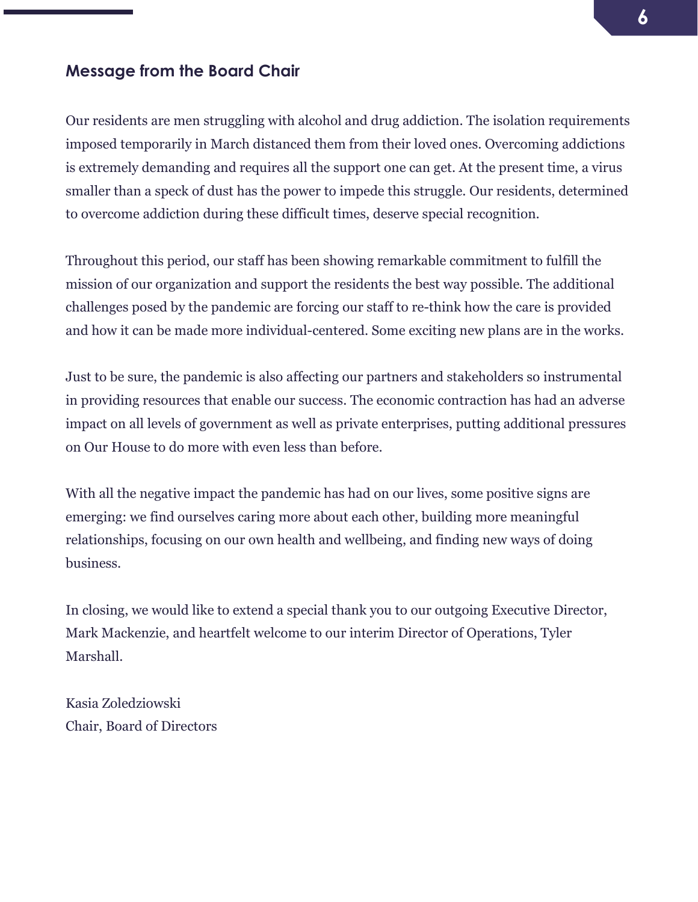## Message from the Board Chair

Our residents are men struggling with alcohol and drug addiction. The isolation requirements imposed temporarily in March distanced them from their loved ones. Overcoming addictions is extremely demanding and requires all the support one can get. At the present time, a virus smaller than a speck of dust has the power to impede this struggle. Our residents, determined to overcome addiction during these difficult times, deserve special recognition.

Throughout this period, our staff has been showing remarkable commitment to fulfill the mission of our organization and support the residents the best way possible. The additional challenges posed by the pandemic are forcing our staff to re-think how the care is provided and how it can be made more individual-centered. Some exciting new plans are in the works.

Just to be sure, the pandemic is also affecting our partners and stakeholders so instrumental in providing resources that enable our success. The economic contraction has had an adverse impact on all levels of government as well as private enterprises, putting additional pressures on Our House to do more with even less than before.

With all the negative impact the pandemic has had on our lives, some positive signs are emerging: we find ourselves caring more about each other, building more meaningful relationships, focusing on our own health and wellbeing, and finding new ways of doing business.

In closing, we would like to extend a special thank you to our outgoing Executive Director, Mark Mackenzie, and heartfelt welcome to our interim Director of Operations, Tyler Marshall.

Kasia Zoledziowski
Chair, Board of Directors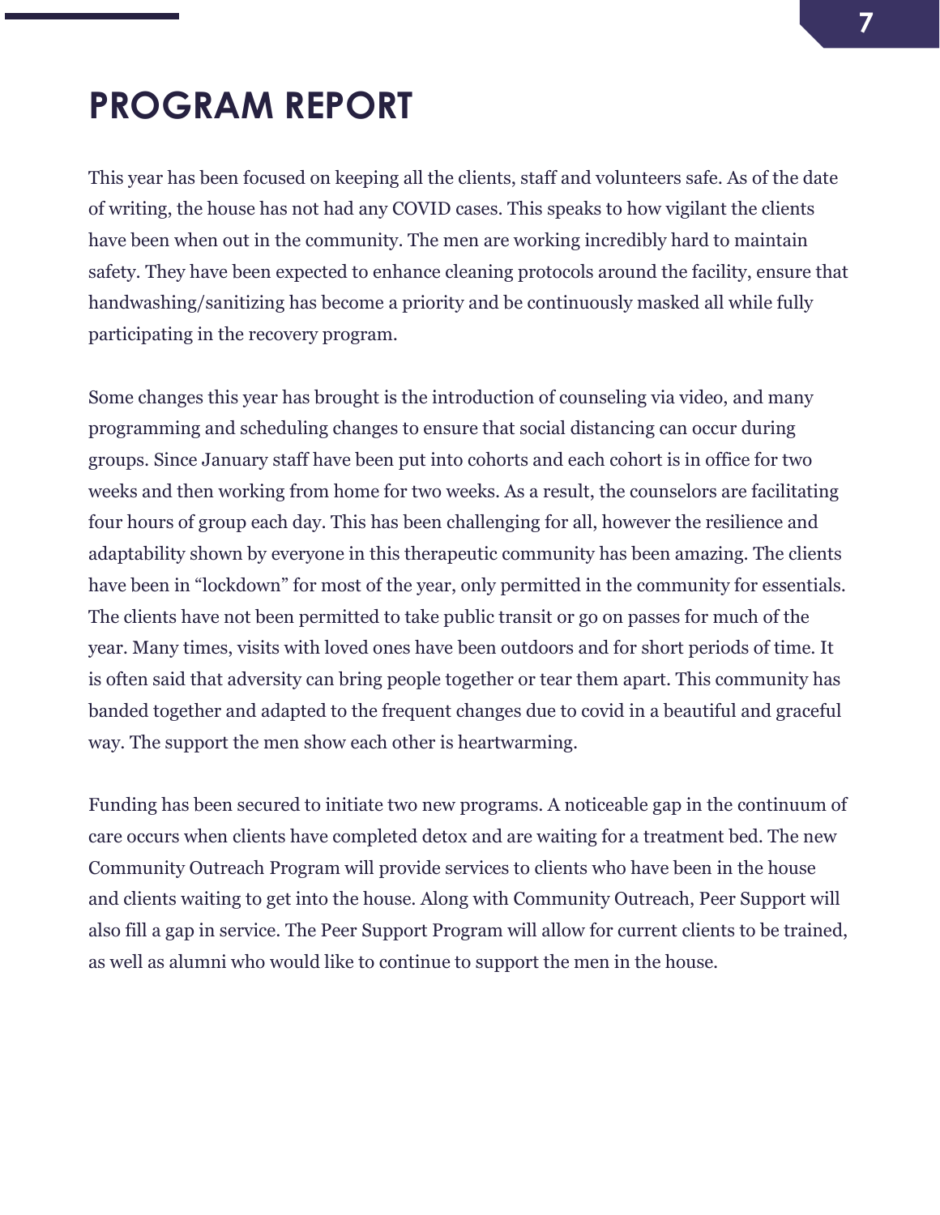# PROGRAM REPORT

This year has been focused on keeping all the clients, staff and volunteers safe. As of the date of writing, the house has not had any COVID cases. This speaks to how vigilant the clients have been when out in the community. The men are working incredibly hard to maintain safety. They have been expected to enhance cleaning protocols around the facility, ensure that handwashing/sanitizing has become a priority and be continuously masked all while fully participating in the recovery program.

Some changes this year has brought is the introduction of counseling via video, and many programming and scheduling changes to ensure that social distancing can occur during groups. Since January staff have been put into cohorts and each cohort is in office for two weeks and then working from home for two weeks. As a result, the counselors are facilitating four hours of group each day. This has been challenging for all, however the resilience and adaptability shown by everyone in this therapeutic community has been amazing. The clients have been in "lockdown" for most of the year, only permitted in the community for essentials. The clients have not been permitted to take public transit or go on passes for much of the year. Many times, visits with loved ones have been outdoors and for short periods of time. It is often said that adversity can bring people together or tear them apart. This community has banded together and adapted to the frequent changes due to covid in a beautiful and graceful way. The support the men show each other is heartwarming.

Funding has been secured to initiate two new programs. A noticeable gap in the continuum of care occurs when clients have completed detox and are waiting for a treatment bed. The new Community Outreach Program will provide services to clients who have been in the house and clients waiting to get into the house. Along with Community Outreach, Peer Support will also fill a gap in service. The Peer Support Program will allow for current clients to be trained, as well as alumni who would like to continue to support the men in the house.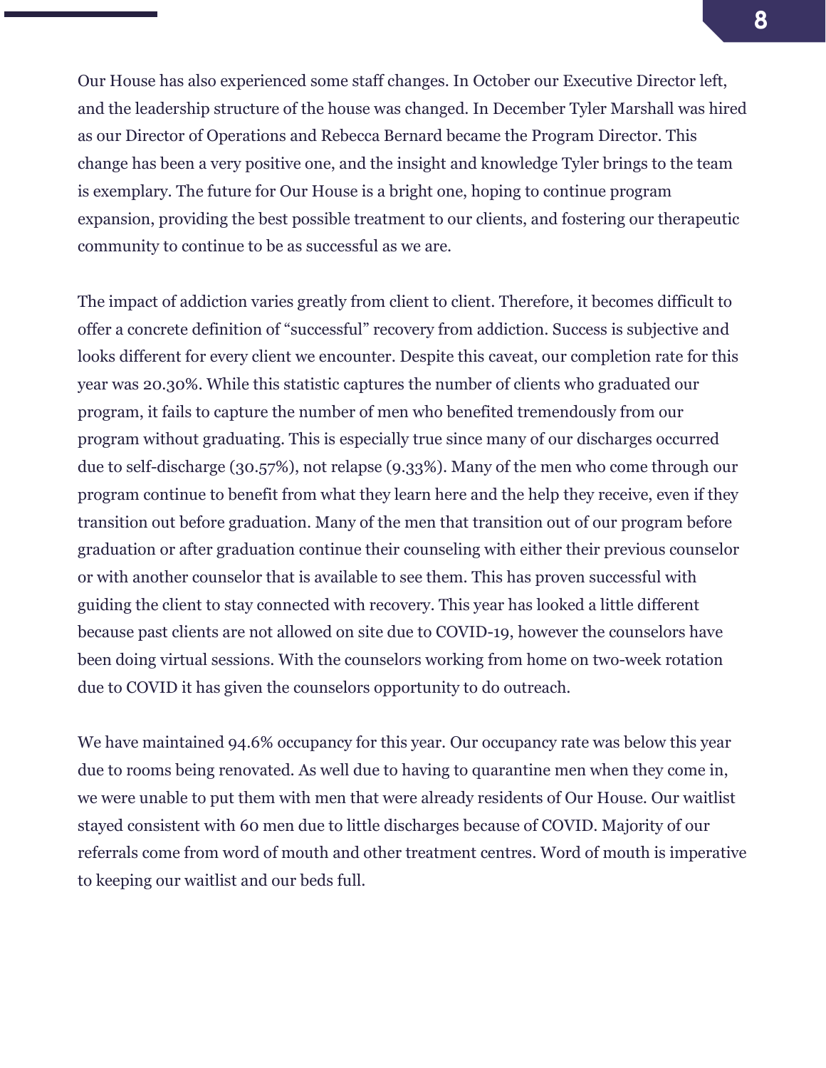Our House has also experienced some staff changes. In October our Executive Director left, and the leadership structure of the house was changed. In December Tyler Marshall was hired as our Director of Operations and Rebecca Bernard became the Program Director. This change has been a very positive one, and the insight and knowledge Tyler brings to the team is exemplary. The future for Our House is a bright one, hoping to continue program expansion, providing the best possible treatment to our clients, and fostering our therapeutic community to continue to be as successful as we are.

The impact of addiction varies greatly from client to client. Therefore, it becomes difficult to offer a concrete definition of "successful" recovery from addiction. Success is subjective and looks different for every client we encounter. Despite this caveat, our completion rate for this year was 20.30%. While this statistic captures the number of clients who graduated our program, it fails to capture the number of men who benefited tremendously from our program without graduating. This is especially true since many of our discharges occurred due to self-discharge (30.57%), not relapse (9.33%). Many of the men who come through our program continue to benefit from what they learn here and the help they receive, even if they transition out before graduation. Many of the men that transition out of our program before graduation or after graduation continue their counseling with either their previous counselor or with another counselor that is available to see them. This has proven successful with guiding the client to stay connected with recovery. This year has looked a little different because past clients are not allowed on site due to COVID-19, however the counselors have been doing virtual sessions. With the counselors working from home on two-week rotation due to COVID it has given the counselors opportunity to do outreach.

We have maintained 94.6% occupancy for this year. Our occupancy rate was below this year due to rooms being renovated. As well due to having to quarantine men when they come in, we were unable to put them with men that were already residents of Our House. Our waitlist stayed consistent with 60 men due to little discharges because of COVID. Majority of our referrals come from word of mouth and other treatment centres. Word of mouth is imperative to keeping our waitlist and our beds full.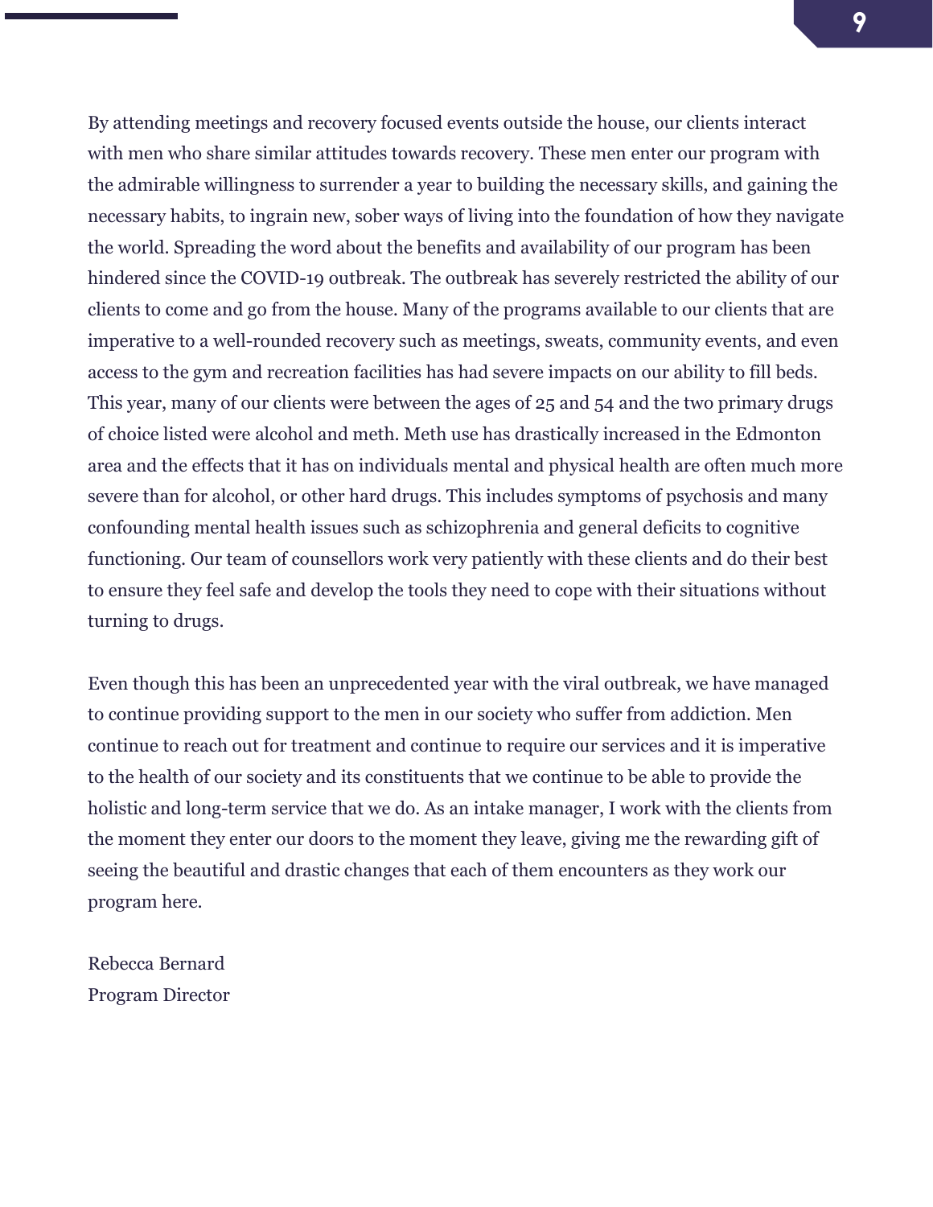By attending meetings and recovery focused events outside the house, our clients interact with men who share similar attitudes towards recovery. These men enter our program with the admirable willingness to surrender a year to building the necessary skills, and gaining the necessary habits, to ingrain new, sober ways of living into the foundation of how they navigate the world. Spreading the word about the benefits and availability of our program has been hindered since the COVID-19 outbreak. The outbreak has severely restricted the ability of our clients to come and go from the house. Many of the programs available to our clients that are imperative to a well-rounded recovery such as meetings, sweats, community events, and even access to the gym and recreation facilities has had severe impacts on our ability to fill beds. This year, many of our clients were between the ages of 25 and 54 and the two primary drugs of choice listed were alcohol and meth. Meth use has drastically increased in the Edmonton area and the effects that it has on individuals mental and physical health are often much more severe than for alcohol, or other hard drugs. This includes symptoms of psychosis and many confounding mental health issues such as schizophrenia and general deficits to cognitive functioning. Our team of counsellors work very patiently with these clients and do their best to ensure they feel safe and develop the tools they need to cope with their situations without turning to drugs.

Even though this has been an unprecedented year with the viral outbreak, we have managed to continue providing support to the men in our society who suffer from addiction. Men continue to reach out for treatment and continue to require our services and it is imperative to the health of our society and its constituents that we continue to be able to provide the holistic and long-term service that we do. As an intake manager, I work with the clients from the moment they enter our doors to the moment they leave, giving me the rewarding gift of seeing the beautiful and drastic changes that each of them encounters as they work our program here.

Rebecca Bernard
Program Director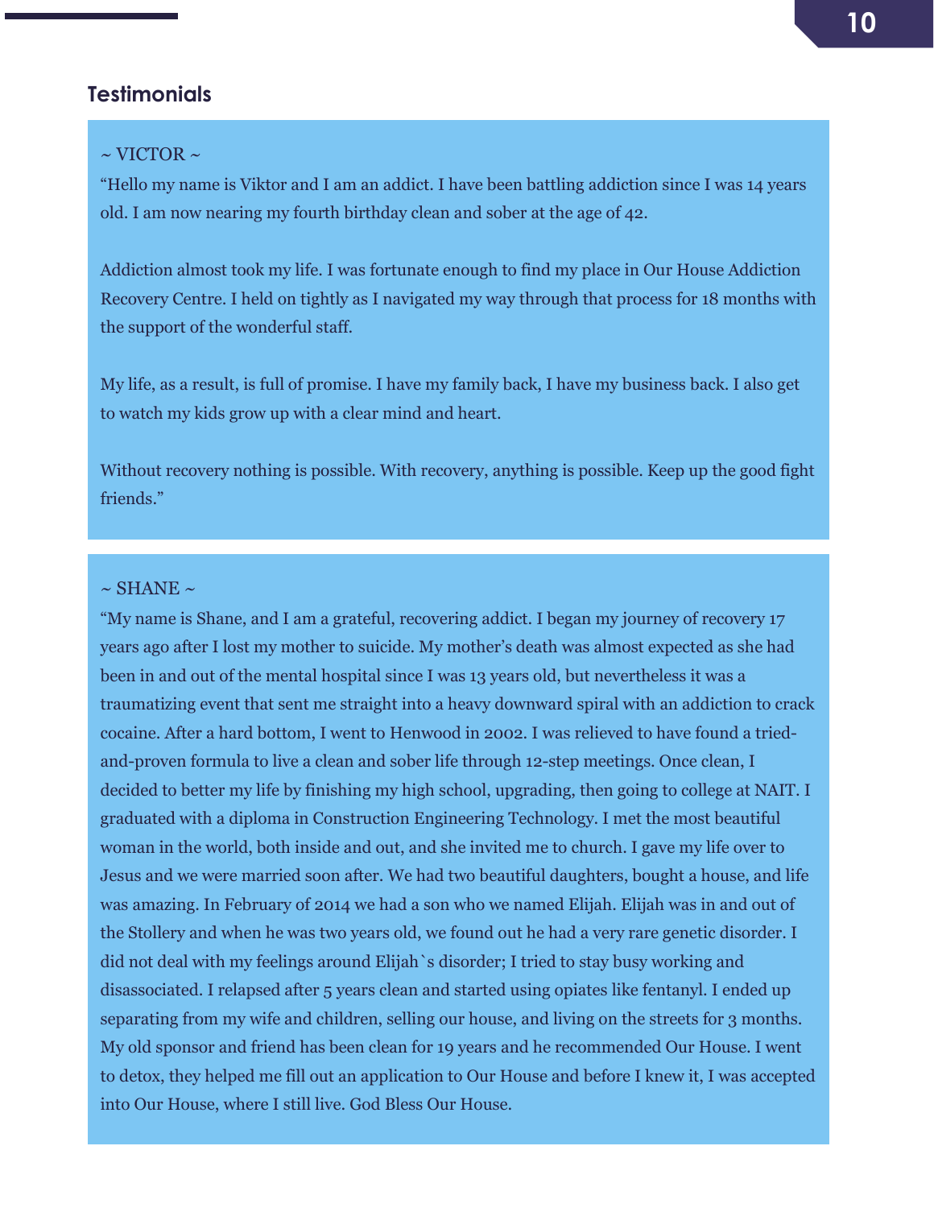## Testimonials

~ VICTOR ~

"Hello my name is Viktor and I am an addict. I have been battling addiction since I was 14 years old. I am now nearing my fourth birthday clean and sober at the age of 42.

Addiction almost took my life. I was fortunate enough to find my place in Our House Addiction Recovery Centre. I held on tightly as I navigated my way through that process for 18 months with the support of the wonderful staff.

My life, as a result, is full of promise. I have my family back, I have my business back. I also get to watch my kids grow up with a clear mind and heart.

Without recovery nothing is possible. With recovery, anything is possible. Keep up the good fight friends."

~ SHANE ~

"My name is Shane, and I am a grateful, recovering addict. I began my journey of recovery 17 years ago after I lost my mother to suicide. My mother's death was almost expected as she had been in and out of the mental hospital since I was 13 years old, but nevertheless it was a traumatizing event that sent me straight into a heavy downward spiral with an addiction to crack cocaine. After a hard bottom, I went to Henwood in 2002. I was relieved to have found a tried-and-proven formula to live a clean and sober life through 12-step meetings. Once clean, I decided to better my life by finishing my high school, upgrading, then going to college at NAIT. I graduated with a diploma in Construction Engineering Technology. I met the most beautiful woman in the world, both inside and out, and she invited me to church. I gave my life over to Jesus and we were married soon after. We had two beautiful daughters, bought a house, and life was amazing. In February of 2014 we had a son who we named Elijah. Elijah was in and out of the Stollery and when he was two years old, we found out he had a very rare genetic disorder. I did not deal with my feelings around Elijah`s disorder; I tried to stay busy working and disassociated. I relapsed after 5 years clean and started using opiates like fentanyl. I ended up separating from my wife and children, selling our house, and living on the streets for 3 months. My old sponsor and friend has been clean for 19 years and he recommended Our House. I went to detox, they helped me fill out an application to Our House and before I knew it, I was accepted into Our House, where I still live. God Bless Our House.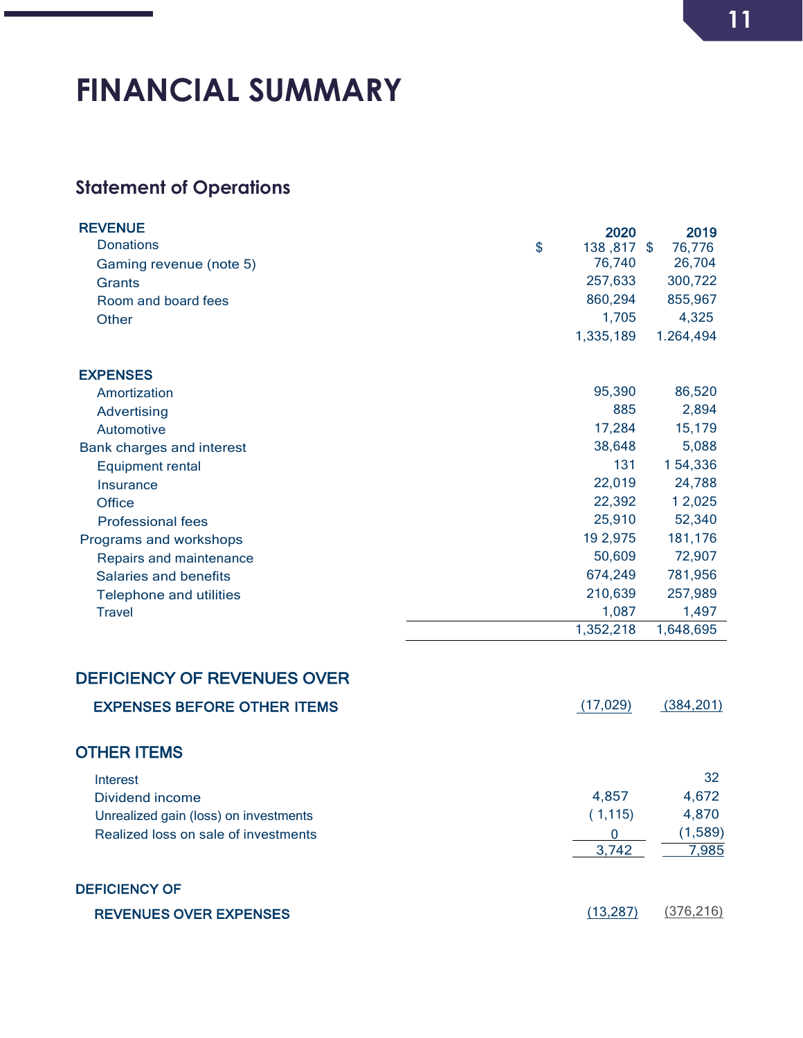# FINANCIAL SUMMARY

## Statement of Operations

| | 2020 | 2019 |
|---|---|---|
| **REVENUE** | | |
| Donations | $ 138 ,817 | $ 76,776 |
| Gaming revenue (note 5) | 76,740 | 26,704 |
| Grants | 257,633 | 300,722 |
| Room and board fees | 860,294 | 855,967 |
| Other | 1,705 | 4,325 |
| | 1,335,189 | 1.264,494 |
| **EXPENSES** | | |
| Amortization | 95,390 | 86,520 |
| Advertising | 885 | 2,894 |
| Automotive | 17,284 | 15,179 |
| Bank charges and interest | 38,648 | 5,088 |
| Equipment rental | 131 | 1 54,336 |
| Insurance | 22,019 | 24,788 |
| Office | 22,392 | 1 2,025 |
| Professional fees | 25,910 | 52,340 |
| Programs and workshops | 19 2,975 | 181,176 |
| Repairs and maintenance | 50,609 | 72,907 |
| Salaries and benefits | 674,249 | 781,956 |
| Telephone and utilities | 210,639 | 257,989 |
| Travel | 1,087 | 1,497 |
| | 1,352,218 | 1,648,695 |
| **DEFICIENCY OF REVENUES OVER EXPENSES BEFORE OTHER ITEMS** | (17,029) | (384,201) |
| **OTHER ITEMS** | | |
| Interest | | 32 |
| Dividend income | 4,857 | 4,672 |
| Unrealized gain (loss) on investments | ( 1,115) | 4,870 |
| Realized loss on sale of investments | 0 | (1,589) |
| | 3,742 | 7,985 |
| **DEFICIENCY OF REVENUES OVER EXPENSES** | (13,287) | (376,216) |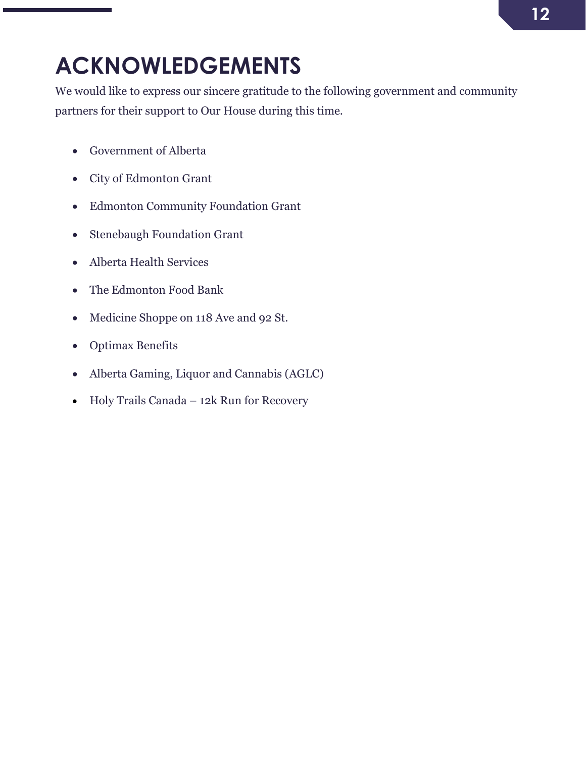# ACKNOWLEDGEMENTS

We would like to express our sincere gratitude to the following government and community partners for their support to Our House during this time.

- Government of Alberta
- City of Edmonton Grant
- Edmonton Community Foundation Grant
- Stenebaugh Foundation Grant
- Alberta Health Services
- The Edmonton Food Bank
- Medicine Shoppe on 118 Ave and 92 St.
- Optimax Benefits
- Alberta Gaming, Liquor and Cannabis (AGLC)
- Holy Trails Canada – 12k Run for Recovery